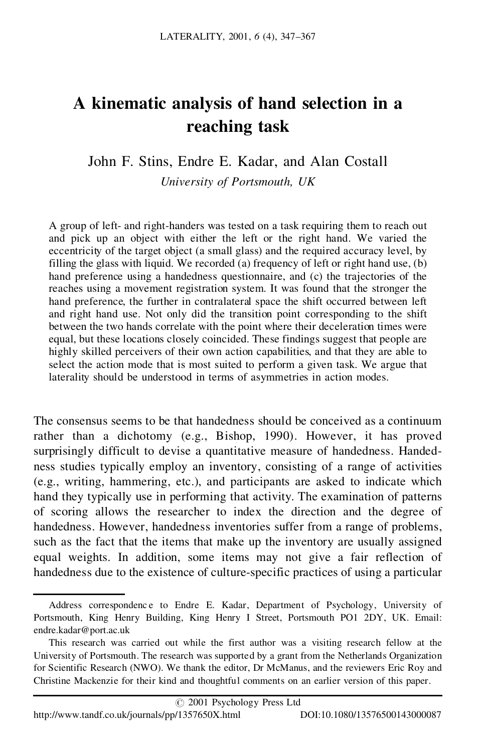# A kinematic analysis of hand selection in a reaching task

John F. Stins, Endre E. Kadar, and Alan Costall

*University of Portsmouth, UK*

A group of left- and right-handers was tested on a task requiring them to reach out and pick up an object with either the left or the right hand. We varied the eccentricity of the target object (a small glass) and the required accuracy level, by filling the glass with liquid. We recorded (a) frequency of left or right hand use, (b) hand preference using a handedness questionnaire, and (c) the trajectories of the reaches using a movement registration system. It was found that the stronger the hand preference, the further in contralateral space the shift occurred between left and right hand use. Not only did the transition point corresponding to the shift between the two hands correlate with the point where their deceleration times were equal, but these locations closely coincided. These findings suggest that people are highly skilled perceivers of their own action capabilities, and that they are able to select the action mode that is most suited to perform a given task. We argue that laterality should be understood in terms of asymmetries in action modes.

The consensus seems to be that handedness should be conceived as a continuum rather than a dichotomy (e.g., Bishop, 1990). However, it has proved surprisingly difficult to devise a quantitative measure of handedness. Handedness studies typically employ an inventory, consisting of a range of activities (e.g., writing, hammering, etc.), and participants are asked to indicate which hand they typically use in performing that activity. The examination of patterns of scoring allows the researcher to index the direction and the degree of handedness. However, handedness inventories suffer from a range of problems, such as the fact that the items that make up the inventory are usually assigned equal weights. In addition, some items may not give a fair reflection of handedness due to the existence of culture-specific practices of using a particular

---

Address correspondence to Endre E. Kadar, Department of Psychology, University of Portsmouth, King Henry Building, King Henry I Street, Portsmouth PO1 2DY, UK. Email: endre.kadar@port.ac.uk

This research was carried out while the first author was a visiting research fellow at the University of Portsmouth. The research was supported by a grant from the Netherlands Organization for Scientific Research (NWO). We thank the editor, Dr McManus, and the reviewers Eric Roy and Christine Mackenzie for their kind and thoughtful comments on an earlier version of this paper.

© 2001 Psychology Press Ltd

http://www.tandf.co.uk/journals/pp/1357650X.html DOI:10.1080/13576500143000087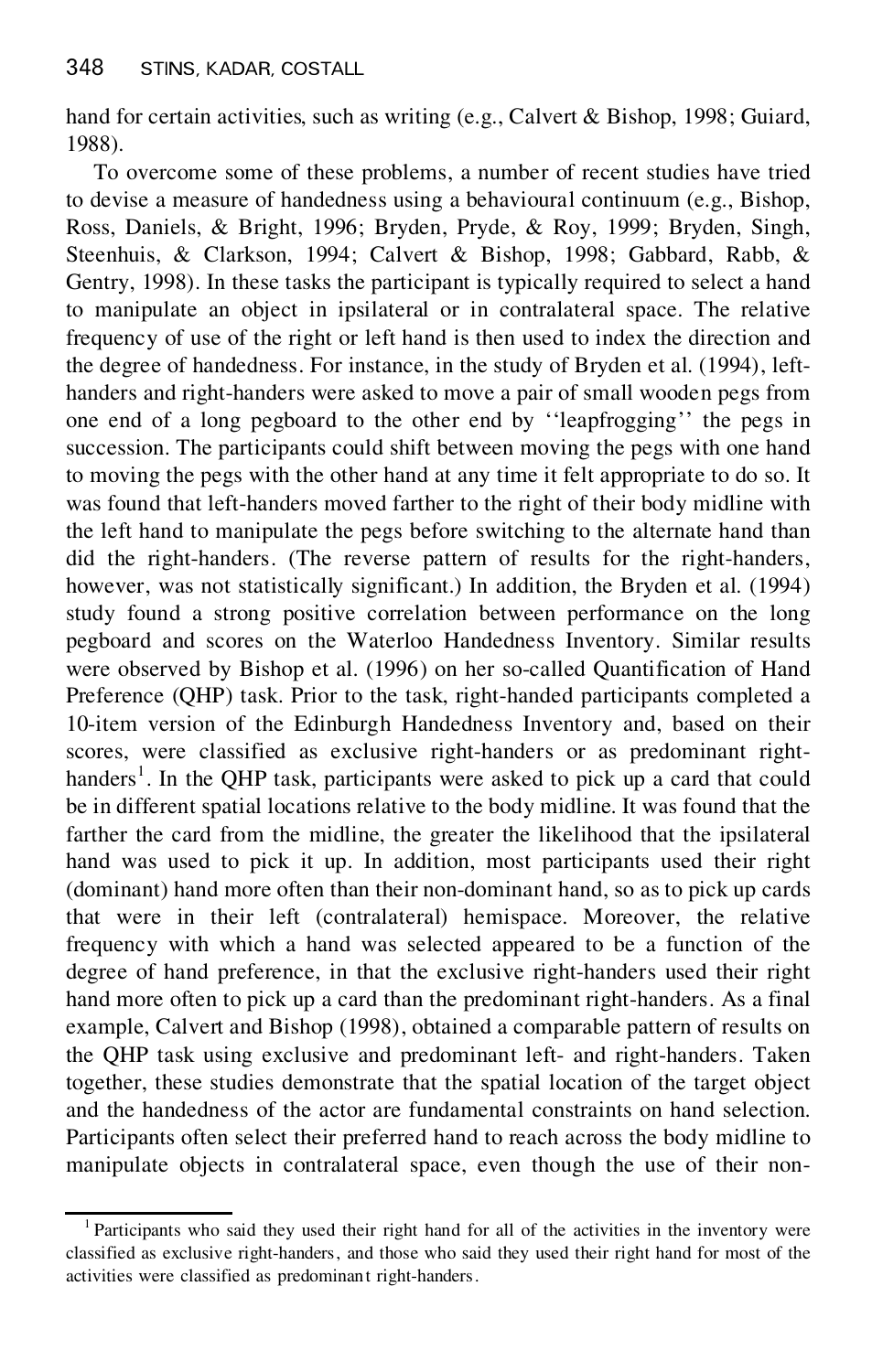hand for certain activities, such as writing (e.g., Calvert & Bishop, 1998; Guiard, 1988).

To overcome some of these problems, a number of recent studies have tried to devise a measure of handedness using a behavioural continuum (e.g., Bishop, Ross, Daniels, & Bright, 1996; Bryden, Pryde, & Roy, 1999; Bryden, Singh, Steenhuis, & Clarkson, 1994; Calvert & Bishop, 1998; Gabbard, Rabb, & Gentry, 1998). In these tasks the participant is typically required to select a hand to manipulate an object in ipsilateral or in contralateral space. The relative frequency of use of the right or left hand is then used to index the direction and the degree of handedness. For instance, in the study of Bryden et al. (1994), left-handers and right-handers were asked to move a pair of small wooden pegs from one end of a long pegboard to the other end by ''leapfrogging'' the pegs in succession. The participants could shift between moving the pegs with one hand to moving the pegs with the other hand at any time it felt appropriate to do so. It was found that left-handers moved farther to the right of their body midline with the left hand to manipulate the pegs before switching to the alternate hand than did the right-handers. (The reverse pattern of results for the right-handers, however, was not statistically significant.) In addition, the Bryden et al. (1994) study found a strong positive correlation between performance on the long pegboard and scores on the Waterloo Handedness Inventory. Similar results were observed by Bishop et al. (1996) on her so-called Quantification of Hand Preference (QHP) task. Prior to the task, right-handed participants completed a 10-item version of the Edinburgh Handedness Inventory and, based on their scores, were classified as exclusive right-handers or as predominant right-handers[1]. In the QHP task, participants were asked to pick up a card that could be in different spatial locations relative to the body midline. It was found that the farther the card from the midline, the greater the likelihood that the ipsilateral hand was used to pick it up. In addition, most participants used their right (dominant) hand more often than their non-dominant hand, so as to pick up cards that were in their left (contralateral) hemispace. Moreover, the relative frequency with which a hand was selected appeared to be a function of the degree of hand preference, in that the exclusive right-handers used their right hand more often to pick up a card than the predominant right-handers. As a final example, Calvert and Bishop (1998), obtained a comparable pattern of results on the QHP task using exclusive and predominant left- and right-handers. Taken together, these studies demonstrate that the spatial location of the target object and the handedness of the actor are fundamental constraints on hand selection. Participants often select their preferred hand to reach across the body midline to manipulate objects in contralateral space, even though the use of their non-

[1] Participants who said they used their right hand for all of the activities in the inventory were classified as exclusive right-handers, and those who said they used their right hand for most of the activities were classified as predominant right-handers.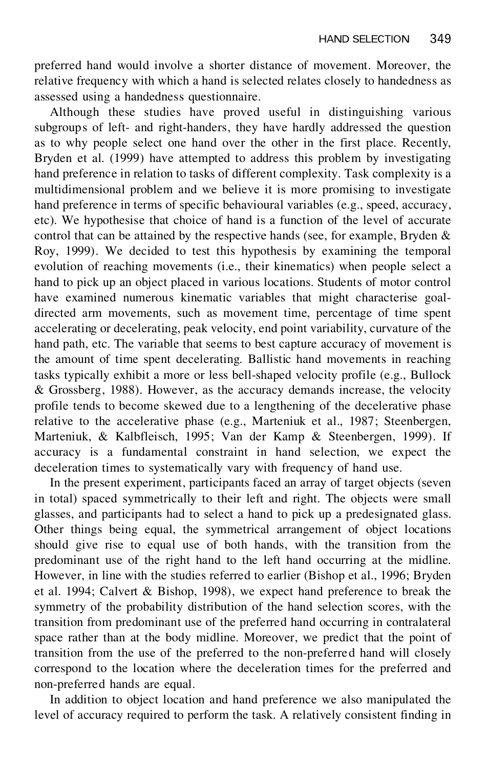preferred hand would involve a shorter distance of movement. Moreover, the relative frequency with which a hand is selected relates closely to handedness as assessed using a handedness questionnaire.

Although these studies have proved useful in distinguishing various subgroups of left- and right-handers, they have hardly addressed the question as to why people select one hand over the other in the first place. Recently, Bryden et al. (1999) have attempted to address this problem by investigating hand preference in relation to tasks of different complexity. Task complexity is a multidimensional problem and we believe it is more promising to investigate hand preference in terms of specific behavioural variables (e.g., speed, accuracy, etc). We hypothesise that choice of hand is a function of the level of accurate control that can be attained by the respective hands (see, for example, Bryden & Roy, 1999). We decided to test this hypothesis by examining the temporal evolution of reaching movements (i.e., their kinematics) when people select a hand to pick up an object placed in various locations. Students of motor control have examined numerous kinematic variables that might characterise goal-directed arm movements, such as movement time, percentage of time spent accelerating or decelerating, peak velocity, end point variability, curvature of the hand path, etc. The variable that seems to best capture accuracy of movement is the amount of time spent decelerating. Ballistic hand movements in reaching tasks typically exhibit a more or less bell-shaped velocity profile (e.g., Bullock & Grossberg, 1988). However, as the accuracy demands increase, the velocity profile tends to become skewed due to a lengthening of the decelerative phase relative to the accelerative phase (e.g., Marteniuk et al., 1987; Steenbergen, Marteniuk, & Kalbfleisch, 1995; Van der Kamp & Steenbergen, 1999). If accuracy is a fundamental constraint in hand selection, we expect the deceleration times to systematically vary with frequency of hand use.

In the present experiment, participants faced an array of target objects (seven in total) spaced symmetrically to their left and right. The objects were small glasses, and participants had to select a hand to pick up a predesignated glass. Other things being equal, the symmetrical arrangement of object locations should give rise to equal use of both hands, with the transition from the predominant use of the right hand to the left hand occurring at the midline. However, in line with the studies referred to earlier (Bishop et al., 1996; Bryden et al. 1994; Calvert & Bishop, 1998), we expect hand preference to break the symmetry of the probability distribution of the hand selection scores, with the transition from predominant use of the preferred hand occurring in contralateral space rather than at the body midline. Moreover, we predict that the point of transition from the use of the preferred to the non-preferred hand will closely correspond to the location where the deceleration times for the preferred and non-preferred hands are equal.

In addition to object location and hand preference we also manipulated the level of accuracy required to perform the task. A relatively consistent finding in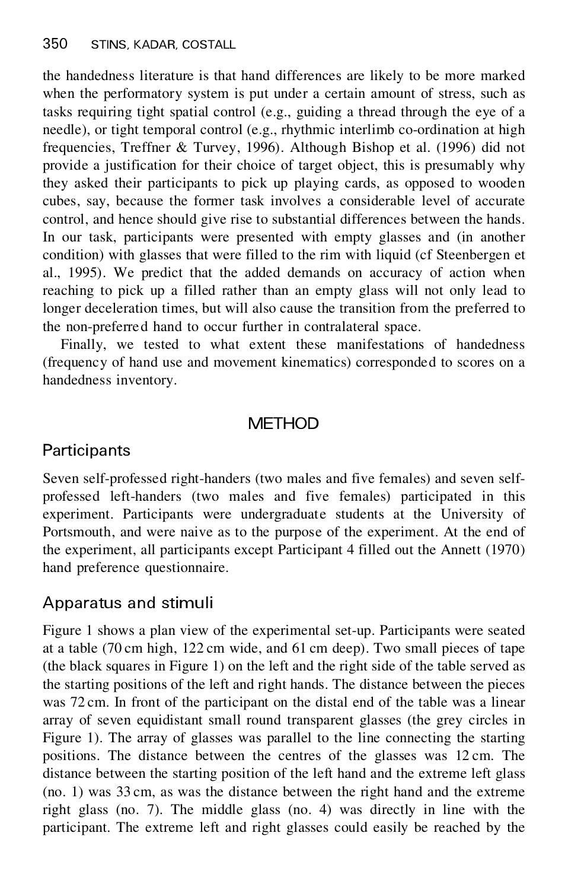the handedness literature is that hand differences are likely to be more marked when the performatory system is put under a certain amount of stress, such as tasks requiring tight spatial control (e.g., guiding a thread through the eye of a needle), or tight temporal control (e.g., rhythmic interlimb co-ordination at high frequencies, Treffner & Turvey, 1996). Although Bishop et al. (1996) did not provide a justification for their choice of target object, this is presumably why they asked their participants to pick up playing cards, as opposed to wooden cubes, say, because the former task involves a considerable level of accurate control, and hence should give rise to substantial differences between the hands. In our task, participants were presented with empty glasses and (in another condition) with glasses that were filled to the rim with liquid (cf Steenbergen et al., 1995). We predict that the added demands on accuracy of action when reaching to pick up a filled rather than an empty glass will not only lead to longer deceleration times, but will also cause the transition from the preferred to the non-preferred hand to occur further in contralateral space.

Finally, we tested to what extent these manifestations of handedness (frequency of hand use and movement kinematics) corresponded to scores on a handedness inventory.

## METHOD

### Participants

Seven self-professed right-handers (two males and five females) and seven self-professed left-handers (two males and five females) participated in this experiment. Participants were undergraduate students at the University of Portsmouth, and were naive as to the purpose of the experiment. At the end of the experiment, all participants except Participant 4 filled out the Annett (1970) hand preference questionnaire.

### Apparatus and stimuli

Figure 1 shows a plan view of the experimental set-up. Participants were seated at a table (70 cm high, 122 cm wide, and 61 cm deep). Two small pieces of tape (the black squares in Figure 1) on the left and the right side of the table served as the starting positions of the left and right hands. The distance between the pieces was 72 cm. In front of the participant on the distal end of the table was a linear array of seven equidistant small round transparent glasses (the grey circles in Figure 1). The array of glasses was parallel to the line connecting the starting positions. The distance between the centres of the glasses was 12 cm. The distance between the starting position of the left hand and the extreme left glass (no. 1) was 33 cm, as was the distance between the right hand and the extreme right glass (no. 7). The middle glass (no. 4) was directly in line with the participant. The extreme left and right glasses could easily be reached by the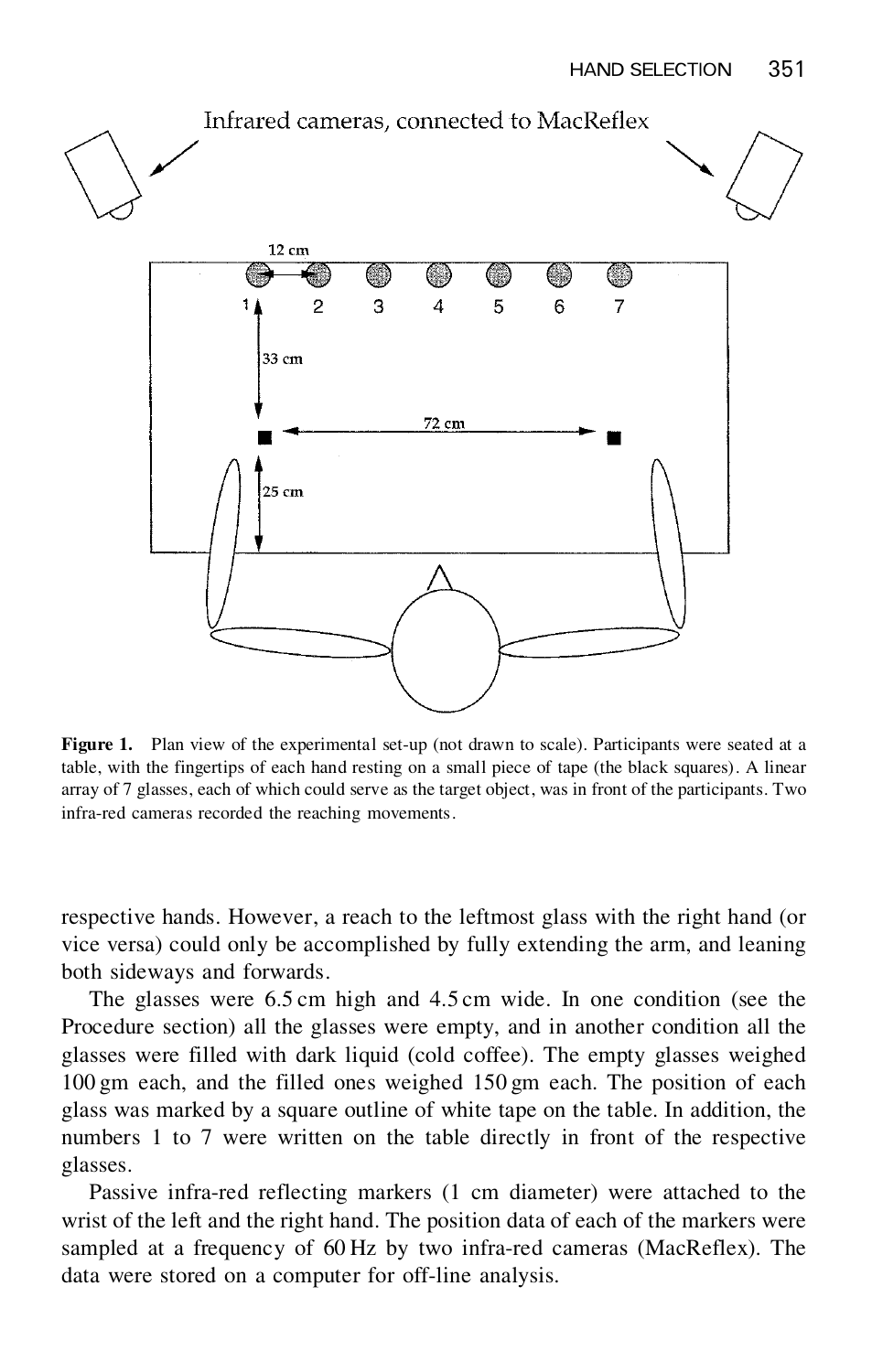**Figure 1.** Plan view of the experimental set-up (not drawn to scale). Participants were seated at a table, with the fingertips of each hand resting on a small piece of tape (the black squares). A linear array of 7 glasses, each of which could serve as the target object, was in front of the participants. Two infra-red cameras recorded the reaching movements.

respective hands. However, a reach to the leftmost glass with the right hand (or vice versa) could only be accomplished by fully extending the arm, and leaning both sideways and forwards.

The glasses were 6.5 cm high and 4.5 cm wide. In one condition (see the Procedure section) all the glasses were empty, and in another condition all the glasses were filled with dark liquid (cold coffee). The empty glasses weighed 100 gm each, and the filled ones weighed 150 gm each. The position of each glass was marked by a square outline of white tape on the table. In addition, the numbers 1 to 7 were written on the table directly in front of the respective glasses.

Passive infra-red reflecting markers (1 cm diameter) were attached to the wrist of the left and the right hand. The position data of each of the markers were sampled at a frequency of 60 Hz by two infra-red cameras (MacReflex). The data were stored on a computer for off-line analysis.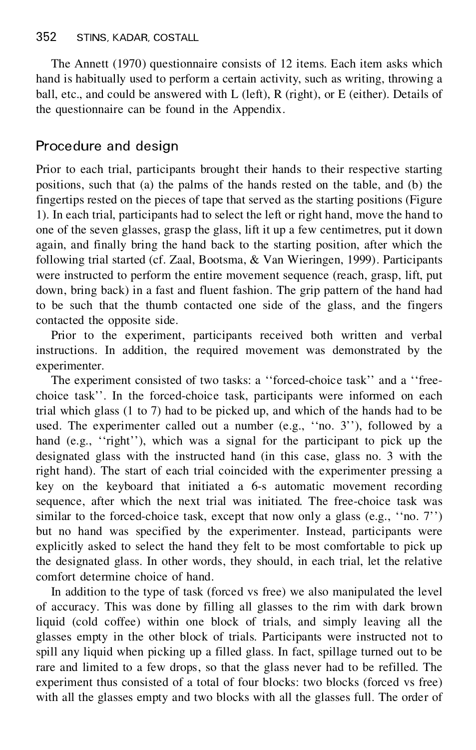The Annett (1970) questionnaire consists of 12 items. Each item asks which hand is habitually used to perform a certain activity, such as writing, throwing a ball, etc., and could be answered with L (left), R (right), or E (either). Details of the questionnaire can be found in the Appendix.

## Procedure and design

Prior to each trial, participants brought their hands to their respective starting positions, such that (a) the palms of the hands rested on the table, and (b) the fingertips rested on the pieces of tape that served as the starting positions (Figure 1). In each trial, participants had to select the left or right hand, move the hand to one of the seven glasses, grasp the glass, lift it up a few centimetres, put it down again, and finally bring the hand back to the starting position, after which the following trial started (cf. Zaal, Bootsma, & Van Wieringen, 1999). Participants were instructed to perform the entire movement sequence (reach, grasp, lift, put down, bring back) in a fast and fluent fashion. The grip pattern of the hand had to be such that the thumb contacted one side of the glass, and the fingers contacted the opposite side.

Prior to the experiment, participants received both written and verbal instructions. In addition, the required movement was demonstrated by the experimenter.

The experiment consisted of two tasks: a ''forced-choice task'' and a ''free-choice task''. In the forced-choice task, participants were informed on each trial which glass (1 to 7) had to be picked up, and which of the hands had to be used. The experimenter called out a number (e.g., ''no. 3''), followed by a hand (e.g., ''right''), which was a signal for the participant to pick up the designated glass with the instructed hand (in this case, glass no. 3 with the right hand). The start of each trial coincided with the experimenter pressing a key on the keyboard that initiated a 6-s automatic movement recording sequence, after which the next trial was initiated. The free-choice task was similar to the forced-choice task, except that now only a glass (e.g., ''no. 7'') but no hand was specified by the experimenter. Instead, participants were explicitly asked to select the hand they felt to be most comfortable to pick up the designated glass. In other words, they should, in each trial, let the relative comfort determine choice of hand.

In addition to the type of task (forced vs free) we also manipulated the level of accuracy. This was done by filling all glasses to the rim with dark brown liquid (cold coffee) within one block of trials, and simply leaving all the glasses empty in the other block of trials. Participants were instructed not to spill any liquid when picking up a filled glass. In fact, spillage turned out to be rare and limited to a few drops, so that the glass never had to be refilled. The experiment thus consisted of a total of four blocks: two blocks (forced vs free) with all the glasses empty and two blocks with all the glasses full. The order of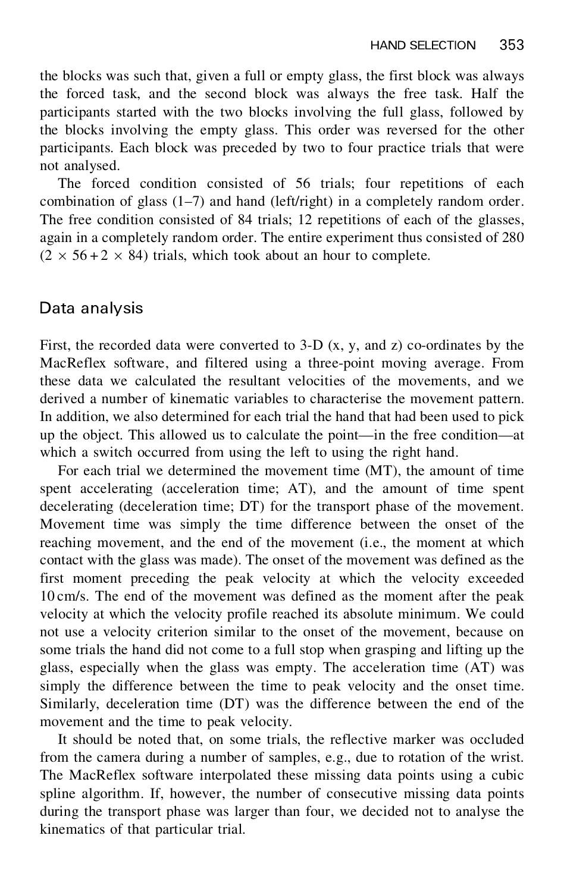the blocks was such that, given a full or empty glass, the first block was always the forced task, and the second block was always the free task. Half the participants started with the two blocks involving the full glass, followed by the blocks involving the empty glass. This order was reversed for the other participants. Each block was preceded by two to four practice trials that were not analysed.

The forced condition consisted of 56 trials; four repetitions of each combination of glass (1–7) and hand (left/right) in a completely random order. The free condition consisted of 84 trials; 12 repetitions of each of the glasses, again in a completely random order. The entire experiment thus consisted of 280 ($2 \times 56 + 2 \times 84$) trials, which took about an hour to complete.

## Data analysis

First, the recorded data were converted to 3-D (x, y, and z) co-ordinates by the MacReflex software, and filtered using a three-point moving average. From these data we calculated the resultant velocities of the movements, and we derived a number of kinematic variables to characterise the movement pattern. In addition, we also determined for each trial the hand that had been used to pick up the object. This allowed us to calculate the point—in the free condition—at which a switch occurred from using the left to using the right hand.

For each trial we determined the movement time (MT), the amount of time spent accelerating (acceleration time; AT), and the amount of time spent decelerating (deceleration time; DT) for the transport phase of the movement. Movement time was simply the time difference between the onset of the reaching movement, and the end of the movement (i.e., the moment at which contact with the glass was made). The onset of the movement was defined as the first moment preceding the peak velocity at which the velocity exceeded 10 cm/s. The end of the movement was defined as the moment after the peak velocity at which the velocity profile reached its absolute minimum. We could not use a velocity criterion similar to the onset of the movement, because on some trials the hand did not come to a full stop when grasping and lifting up the glass, especially when the glass was empty. The acceleration time (AT) was simply the difference between the time to peak velocity and the onset time. Similarly, deceleration time (DT) was the difference between the end of the movement and the time to peak velocity.

It should be noted that, on some trials, the reflective marker was occluded from the camera during a number of samples, e.g., due to rotation of the wrist. The MacReflex software interpolated these missing data points using a cubic spline algorithm. If, however, the number of consecutive missing data points during the transport phase was larger than four, we decided not to analyse the kinematics of that particular trial.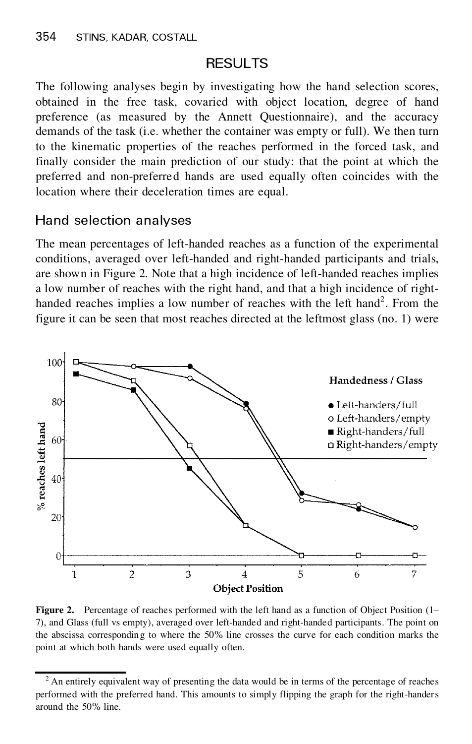## RESULTS

The following analyses begin by investigating how the hand selection scores, obtained in the free task, covaried with object location, degree of hand preference (as measured by the Annett Questionnaire), and the accuracy demands of the task (i.e. whether the container was empty or full). We then turn to the kinematic properties of the reaches performed in the forced task, and finally consider the main prediction of our study: that the point at which the preferred and non-preferred hands are used equally often coincides with the location where their deceleration times are equal.

### Hand selection analyses

The mean percentages of left-handed reaches as a function of the experimental conditions, averaged over left-handed and right-handed participants and trials, are shown in Figure 2. Note that a high incidence of left-handed reaches implies a low number of reaches with the right hand, and that a high incidence of right-handed reaches implies a low number of reaches with the left hand[2]. From the figure it can be seen that most reaches directed at the leftmost glass (no. 1) were

**Figure 2.** Percentage of reaches performed with the left hand as a function of Object Position (1–7), and Glass (full vs empty), averaged over left-handed and right-handed participants. The point on the abscissa corresponding to where the 50% line crosses the curve for each condition marks the point at which both hands were used equally often.

[2] An entirely equivalent way of presenting the data would be in terms of the percentage of reaches performed with the preferred hand. This amounts to simply flipping the graph for the right-handers around the 50% line.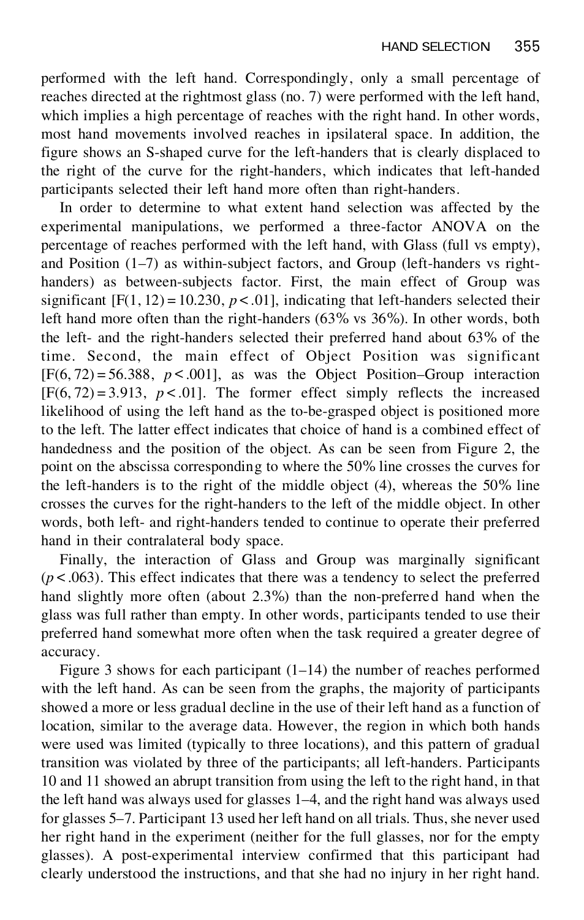performed with the left hand. Correspondingly, only a small percentage of reaches directed at the rightmost glass (no. 7) were performed with the left hand, which implies a high percentage of reaches with the right hand. In other words, most hand movements involved reaches in ipsilateral space. In addition, the figure shows an S-shaped curve for the left-handers that is clearly displaced to the right of the curve for the right-handers, which indicates that left-handed participants selected their left hand more often than right-handers.

In order to determine to what extent hand selection was affected by the experimental manipulations, we performed a three-factor ANOVA on the percentage of reaches performed with the left hand, with Glass (full vs empty), and Position (1–7) as within-subject factors, and Group (left-handers vs right-handers) as between-subjects factor. First, the main effect of Group was significant [$F(1, 12) = 10.230$, $p < .01$], indicating that left-handers selected their left hand more often than the right-handers (63% vs 36%). In other words, both the left- and the right-handers selected their preferred hand about 63% of the time. Second, the main effect of Object Position was significant [$F(6, 72) = 56.388$, $p < .001$], as was the Object Position–Group interaction [$F(6, 72) = 3.913$, $p < .01$]. The former effect simply reflects the increased likelihood of using the left hand as the to-be-grasped object is positioned more to the left. The latter effect indicates that choice of hand is a combined effect of handedness and the position of the object. As can be seen from Figure 2, the point on the abscissa corresponding to where the 50% line crosses the curves for the left-handers is to the right of the middle object (4), whereas the 50% line crosses the curves for the right-handers to the left of the middle object. In other words, both left- and right-handers tended to continue to operate their preferred hand in their contralateral body space.

Finally, the interaction of Glass and Group was marginally significant ($p < .063$). This effect indicates that there was a tendency to select the preferred hand slightly more often (about 2.3%) than the non-preferred hand when the glass was full rather than empty. In other words, participants tended to use their preferred hand somewhat more often when the task required a greater degree of accuracy.

Figure 3 shows for each participant (1–14) the number of reaches performed with the left hand. As can be seen from the graphs, the majority of participants showed a more or less gradual decline in the use of their left hand as a function of location, similar to the average data. However, the region in which both hands were used was limited (typically to three locations), and this pattern of gradual transition was violated by three of the participants; all left-handers. Participants 10 and 11 showed an abrupt transition from using the left to the right hand, in that the left hand was always used for glasses 1–4, and the right hand was always used for glasses 5–7. Participant 13 used her left hand on all trials. Thus, she never used her right hand in the experiment (neither for the full glasses, nor for the empty glasses). A post-experimental interview confirmed that this participant had clearly understood the instructions, and that she had no injury in her right hand.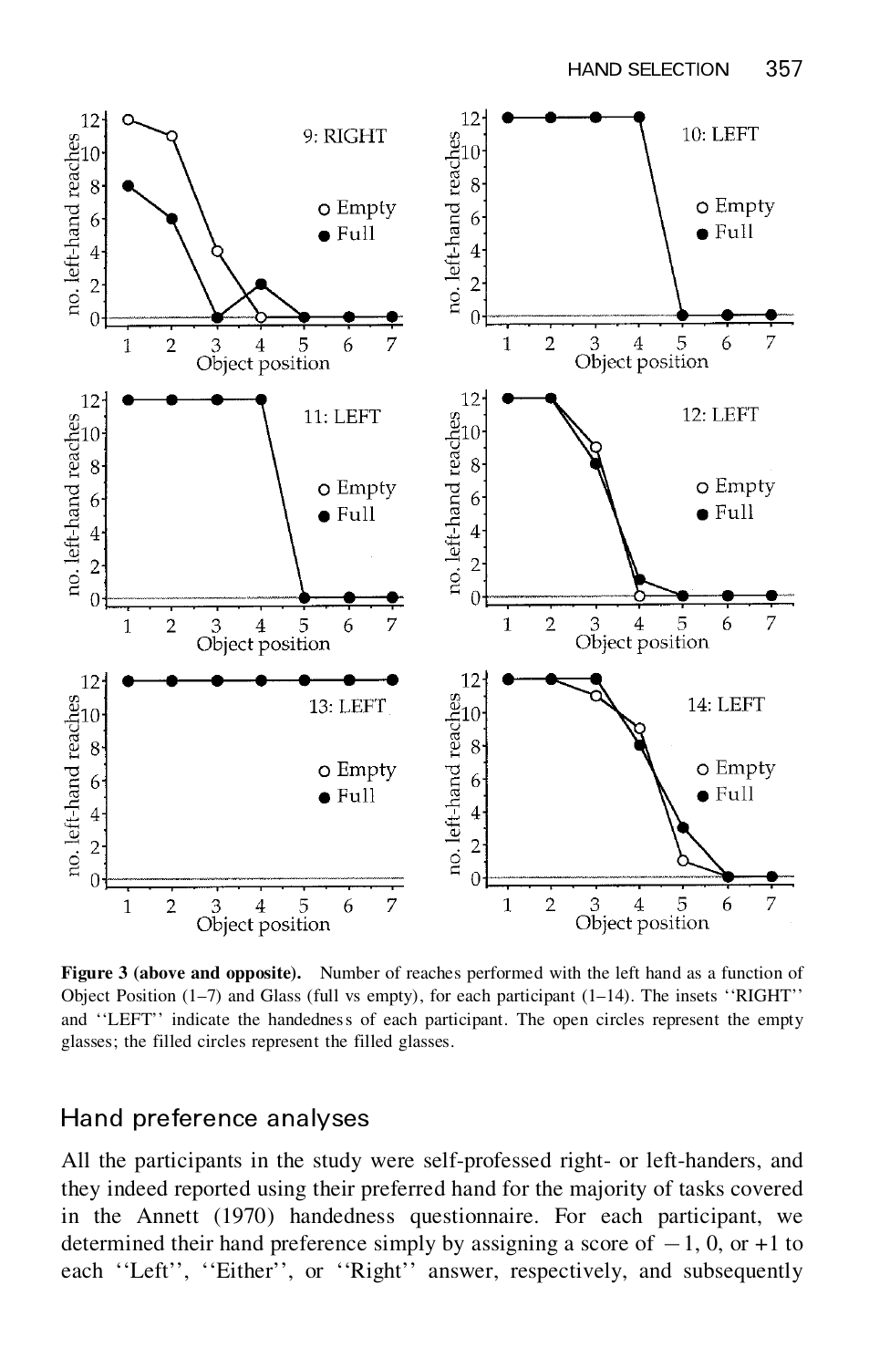**Figure 3 (above and opposite).** Number of reaches performed with the left hand as a function of Object Position (1–7) and Glass (full vs empty), for each participant (1–14). The insets ''RIGHT'' and ''LEFT'' indicate the handedness of each participant. The open circles represent the empty glasses; the filled circles represent the filled glasses.

## Hand preference analyses

All the participants in the study were self-professed right- or left-handers, and they indeed reported using their preferred hand for the majority of tasks covered in the Annett (1970) handedness questionnaire. For each participant, we determined their hand preference simply by assigning a score of $-1$, 0, or +1 to each ''Left'', ''Either'', or ''Right'' answer, respectively, and subsequently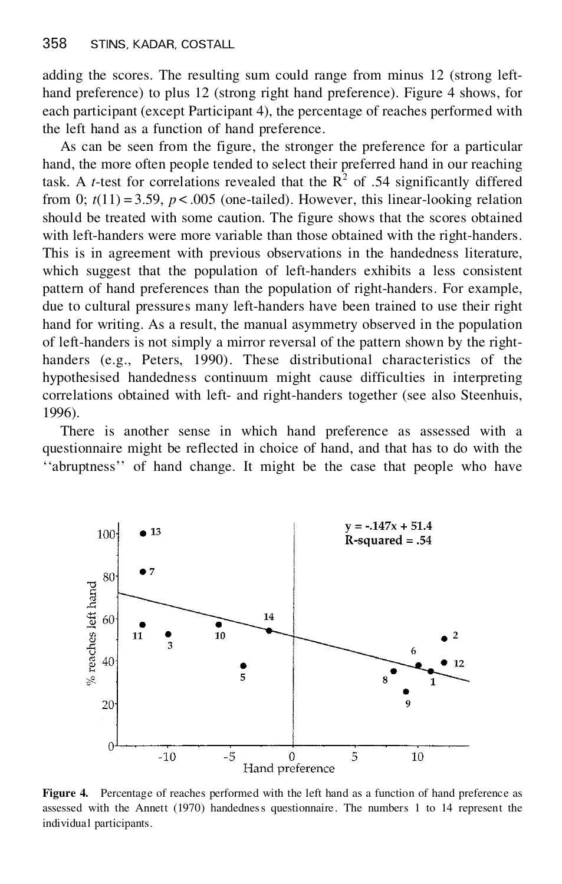adding the scores. The resulting sum could range from minus 12 (strong left-hand preference) to plus 12 (strong right hand preference). Figure 4 shows, for each participant (except Participant 4), the percentage of reaches performed with the left hand as a function of hand preference.

As can be seen from the figure, the stronger the preference for a particular hand, the more often people tended to select their preferred hand in our reaching task. A *t*-test for correlations revealed that the $R^2$ of .54 significantly differed from 0; $t(11) = 3.59$, $p < .005$ (one-tailed). However, this linear-looking relation should be treated with some caution. The figure shows that the scores obtained with left-handers were more variable than those obtained with the right-handers. This is in agreement with previous observations in the handedness literature, which suggest that the population of left-handers exhibits a less consistent pattern of hand preferences than the population of right-handers. For example, due to cultural pressures many left-handers have been trained to use their right hand for writing. As a result, the manual asymmetry observed in the population of left-handers is not simply a mirror reversal of the pattern shown by the right-handers (e.g., Peters, 1990). These distributional characteristics of the hypothesised handedness continuum might cause difficulties in interpreting correlations obtained with left- and right-handers together (see also Steenhuis, 1996).

There is another sense in which hand preference as assessed with a questionnaire might be reflected in choice of hand, and that has to do with the ''abruptness'' of hand change. It might be the case that people who have

**Figure 4.** Percentage of reaches performed with the left hand as a function of hand preference as assessed with the Annett (1970) handedness questionnaire. The numbers 1 to 14 represent the individual participants.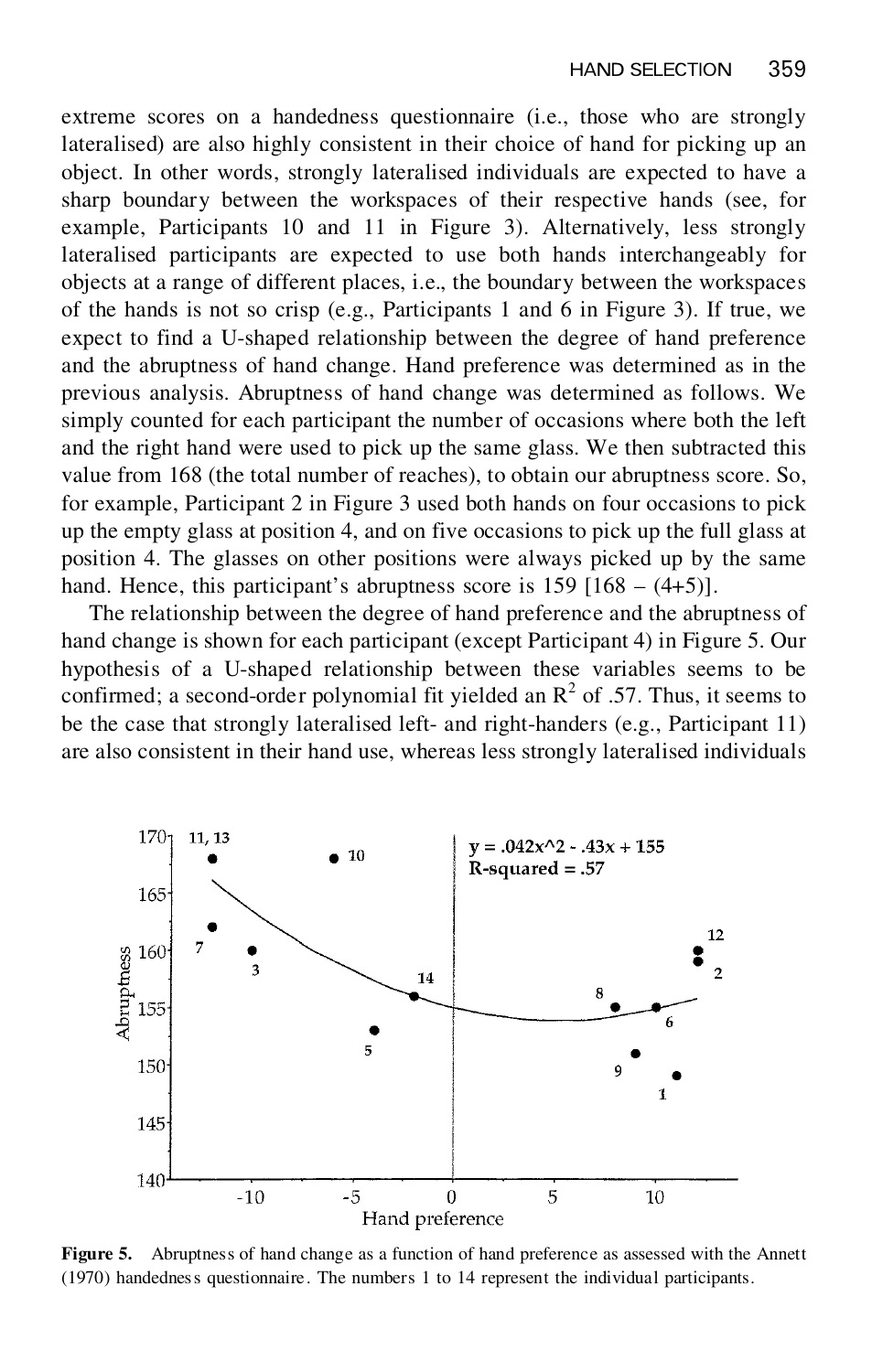extreme scores on a handedness questionnaire (i.e., those who are strongly lateralised) are also highly consistent in their choice of hand for picking up an object. In other words, strongly lateralised individuals are expected to have a sharp boundary between the workspaces of their respective hands (see, for example, Participants 10 and 11 in Figure 3). Alternatively, less strongly lateralised participants are expected to use both hands interchangeably for objects at a range of different places, i.e., the boundary between the workspaces of the hands is not so crisp (e.g., Participants 1 and 6 in Figure 3). If true, we expect to find a U-shaped relationship between the degree of hand preference and the abruptness of hand change. Hand preference was determined as in the previous analysis. Abruptness of hand change was determined as follows. We simply counted for each participant the number of occasions where both the left and the right hand were used to pick up the same glass. We then subtracted this value from 168 (the total number of reaches), to obtain our abruptness score. So, for example, Participant 2 in Figure 3 used both hands on four occasions to pick up the empty glass at position 4, and on five occasions to pick up the full glass at position 4. The glasses on other positions were always picked up by the same hand. Hence, this participant's abruptness score is 159 [168 – (4+5)].

The relationship between the degree of hand preference and the abruptness of hand change is shown for each participant (except Participant 4) in Figure 5. Our hypothesis of a U-shaped relationship between these variables seems to be confirmed; a second-order polynomial fit yielded an $R^2$ of .57. Thus, it seems to be the case that strongly lateralised left- and right-handers (e.g., Participant 11) are also consistent in their hand use, whereas less strongly lateralised individuals

$$y = .042x^2 - .43x + 155$$
R-squared = .57

**Figure 5.** Abruptness of hand change as a function of hand preference as assessed with the Annett (1970) handedness questionnaire. The numbers 1 to 14 represent the individual participants.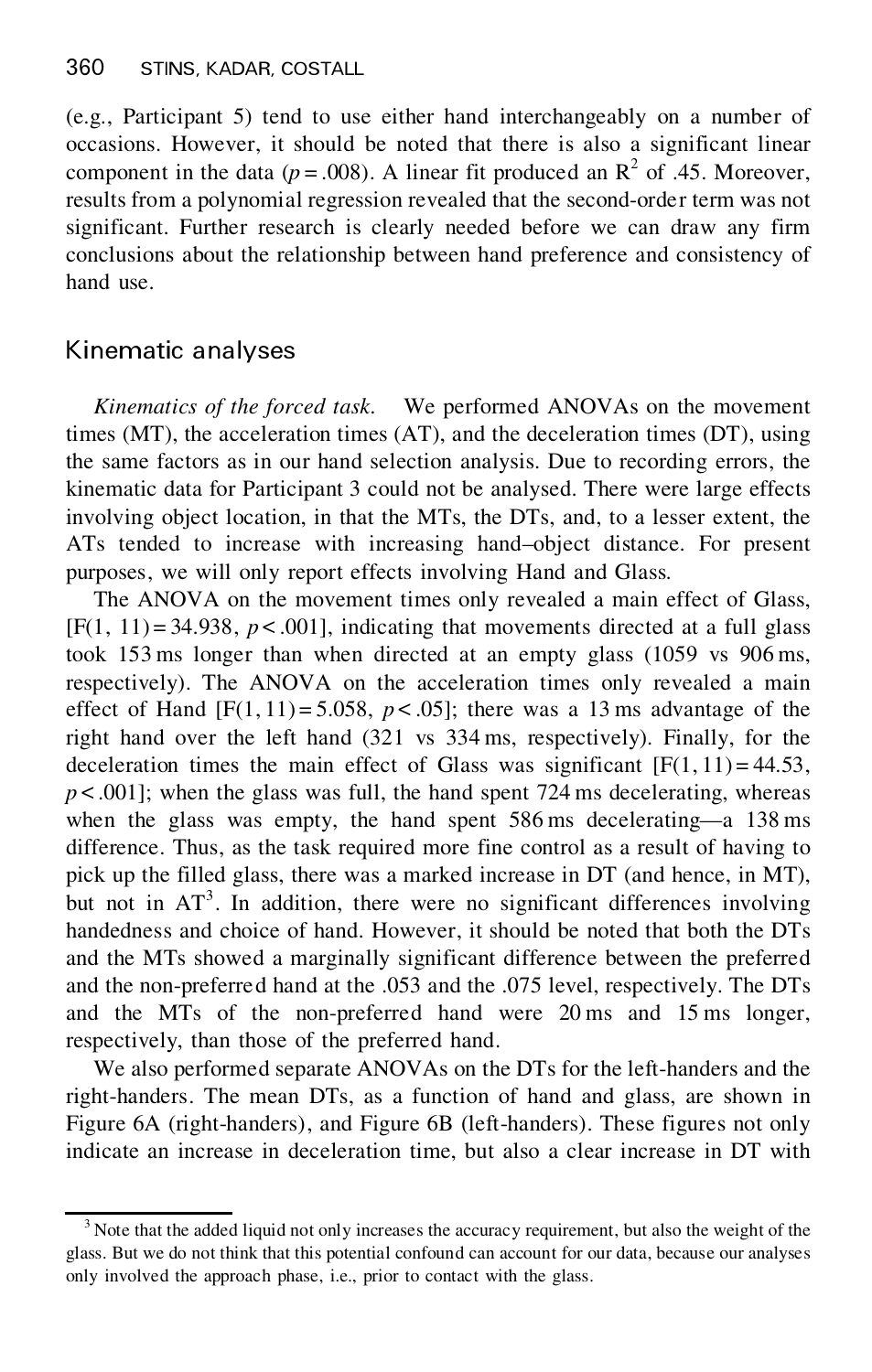(e.g., Participant 5) tend to use either hand interchangeably on a number of occasions. However, it should be noted that there is also a significant linear component in the data ($p = .008$). A linear fit produced an $R^2$ of .45. Moreover, results from a polynomial regression revealed that the second-order term was not significant. Further research is clearly needed before we can draw any firm conclusions about the relationship between hand preference and consistency of hand use.

## Kinematic analyses

*Kinematics of the forced task.* We performed ANOVAs on the movement times (MT), the acceleration times (AT), and the deceleration times (DT), using the same factors as in our hand selection analysis. Due to recording errors, the kinematic data for Participant 3 could not be analysed. There were large effects involving object location, in that the MTs, the DTs, and, to a lesser extent, the ATs tended to increase with increasing hand–object distance. For present purposes, we will only report effects involving Hand and Glass.

The ANOVA on the movement times only revealed a main effect of Glass, [$F(1, 11) = 34.938$, $p < .001$], indicating that movements directed at a full glass took 153 ms longer than when directed at an empty glass (1059 vs 906 ms, respectively). The ANOVA on the acceleration times only revealed a main effect of Hand [$F(1, 11) = 5.058$, $p < .05$]; there was a 13 ms advantage of the right hand over the left hand (321 vs 334 ms, respectively). Finally, for the deceleration times the main effect of Glass was significant [$F(1, 11) = 44.53$, $p < .001$]; when the glass was full, the hand spent 724 ms decelerating, whereas when the glass was empty, the hand spent 586 ms decelerating—a 138 ms difference. Thus, as the task required more fine control as a result of having to pick up the filled glass, there was a marked increase in DT (and hence, in MT), but not in AT[3]. In addition, there were no significant differences involving handedness and choice of hand. However, it should be noted that both the DTs and the MTs showed a marginally significant difference between the preferred and the non-preferred hand at the .053 and the .075 level, respectively. The DTs and the MTs of the non-preferred hand were 20 ms and 15 ms longer, respectively, than those of the preferred hand.

We also performed separate ANOVAs on the DTs for the left-handers and the right-handers. The mean DTs, as a function of hand and glass, are shown in Figure 6A (right-handers), and Figure 6B (left-handers). These figures not only indicate an increase in deceleration time, but also a clear increase in DT with

[3] Note that the added liquid not only increases the accuracy requirement, but also the weight of the glass. But we do not think that this potential confound can account for our data, because our analyses only involved the approach phase, i.e., prior to contact with the glass.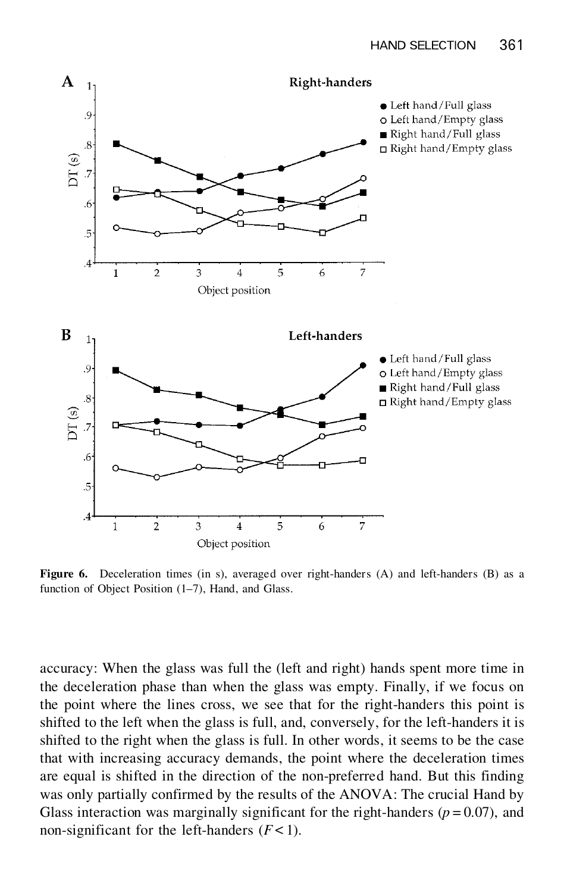**Figure 6.** Deceleration times (in s), averaged over right-handers (A) and left-handers (B) as a function of Object Position (1–7), Hand, and Glass.

accuracy: When the glass was full the (left and right) hands spent more time in the deceleration phase than when the glass was empty. Finally, if we focus on the point where the lines cross, we see that for the right-handers this point is shifted to the left when the glass is full, and, conversely, for the left-handers it is shifted to the right when the glass is full. In other words, it seems to be the case that with increasing accuracy demands, the point where the deceleration times are equal is shifted in the direction of the non-preferred hand. But this finding was only partially confirmed by the results of the ANOVA: The crucial Hand by Glass interaction was marginally significant for the right-handers ($p = 0.07$), and non-significant for the left-handers ($F < 1$).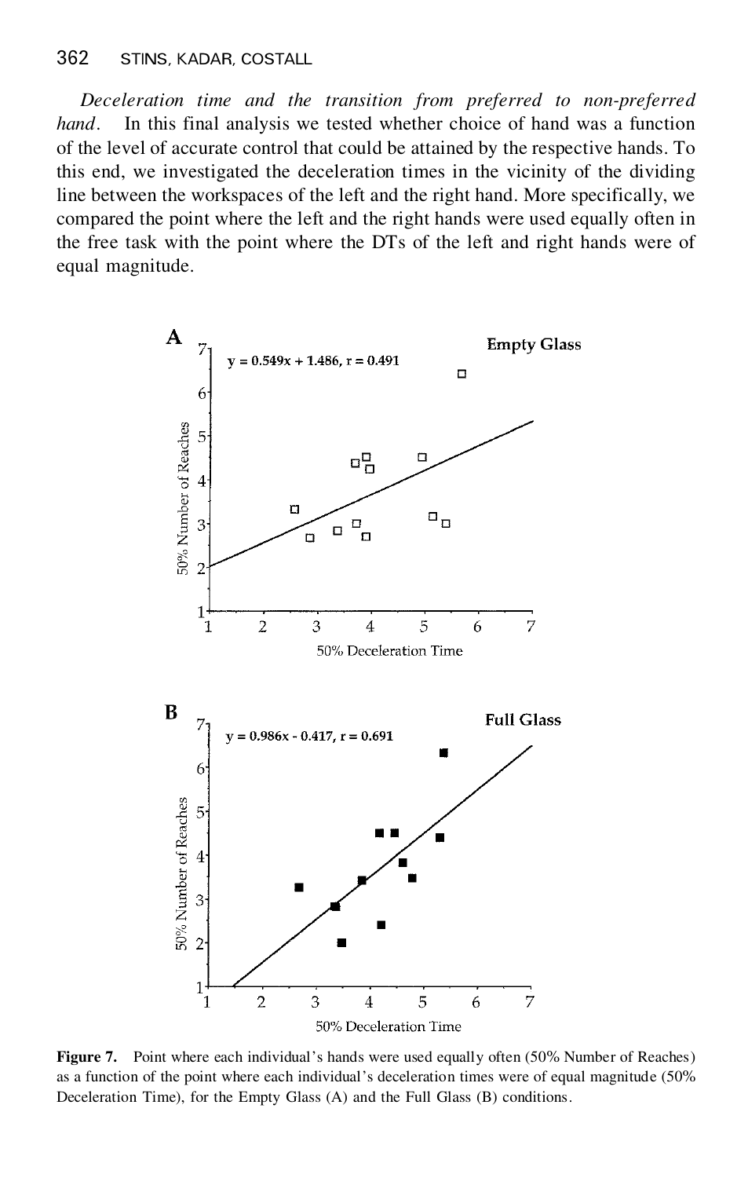*Deceleration time and the transition from preferred to non-preferred hand*. In this final analysis we tested whether choice of hand was a function of the level of accurate control that could be attained by the respective hands. To this end, we investigated the deceleration times in the vicinity of the dividing line between the workspaces of the left and the right hand. More specifically, we compared the point where the left and the right hands were used equally often in the free task with the point where the DTs of the left and right hands were of equal magnitude.

**Figure 7.** Point where each individual's hands were used equally often (50% Number of Reaches) as a function of the point where each individual's deceleration times were of equal magnitude (50% Deceleration Time), for the Empty Glass (A) and the Full Glass (B) conditions.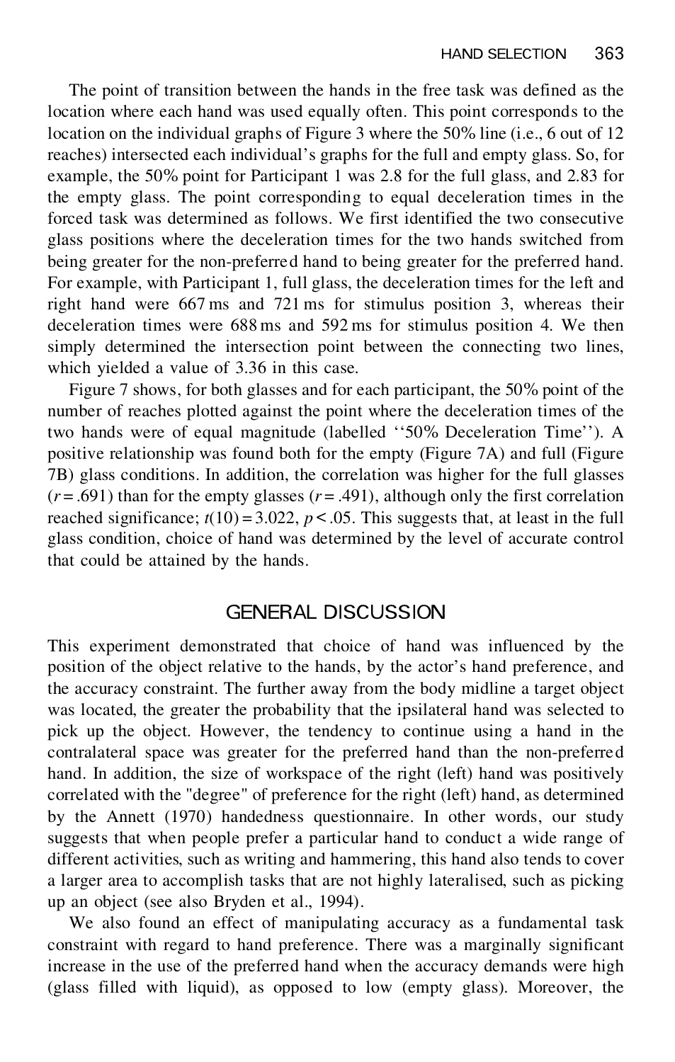The point of transition between the hands in the free task was defined as the location where each hand was used equally often. This point corresponds to the location on the individual graphs of Figure 3 where the 50% line (i.e., 6 out of 12 reaches) intersected each individual's graphs for the full and empty glass. So, for example, the 50% point for Participant 1 was 2.8 for the full glass, and 2.83 for the empty glass. The point corresponding to equal deceleration times in the forced task was determined as follows. We first identified the two consecutive glass positions where the deceleration times for the two hands switched from being greater for the non-preferred hand to being greater for the preferred hand. For example, with Participant 1, full glass, the deceleration times for the left and right hand were 667 ms and 721 ms for stimulus position 3, whereas their deceleration times were 688 ms and 592 ms for stimulus position 4. We then simply determined the intersection point between the connecting two lines, which yielded a value of 3.36 in this case.

Figure 7 shows, for both glasses and for each participant, the 50% point of the number of reaches plotted against the point where the deceleration times of the two hands were of equal magnitude (labelled ''50% Deceleration Time''). A positive relationship was found both for the empty (Figure 7A) and full (Figure 7B) glass conditions. In addition, the correlation was higher for the full glasses ($r = .691$) than for the empty glasses ($r = .491$), although only the first correlation reached significance; $t(10) = 3.022$, $p < .05$. This suggests that, at least in the full glass condition, choice of hand was determined by the level of accurate control that could be attained by the hands.

## GENERAL DISCUSSION

This experiment demonstrated that choice of hand was influenced by the position of the object relative to the hands, by the actor's hand preference, and the accuracy constraint. The further away from the body midline a target object was located, the greater the probability that the ipsilateral hand was selected to pick up the object. However, the tendency to continue using a hand in the contralateral space was greater for the preferred hand than the non-preferred hand. In addition, the size of workspace of the right (left) hand was positively correlated with the "degree" of preference for the right (left) hand, as determined by the Annett (1970) handedness questionnaire. In other words, our study suggests that when people prefer a particular hand to conduct a wide range of different activities, such as writing and hammering, this hand also tends to cover a larger area to accomplish tasks that are not highly lateralised, such as picking up an object (see also Bryden et al., 1994).

We also found an effect of manipulating accuracy as a fundamental task constraint with regard to hand preference. There was a marginally significant increase in the use of the preferred hand when the accuracy demands were high (glass filled with liquid), as opposed to low (empty glass). Moreover, the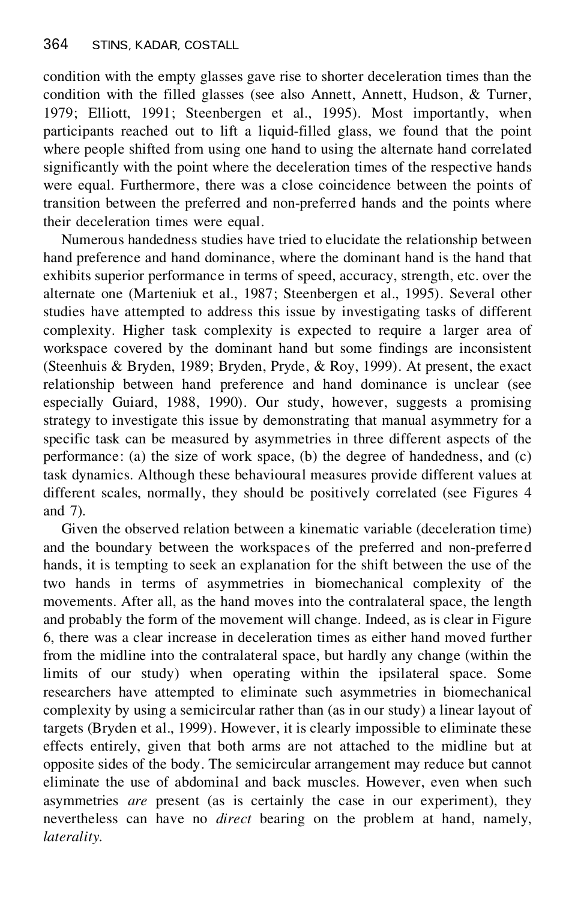condition with the empty glasses gave rise to shorter deceleration times than the condition with the filled glasses (see also Annett, Annett, Hudson, & Turner, 1979; Elliott, 1991; Steenbergen et al., 1995). Most importantly, when participants reached out to lift a liquid-filled glass, we found that the point where people shifted from using one hand to using the alternate hand correlated significantly with the point where the deceleration times of the respective hands were equal. Furthermore, there was a close coincidence between the points of transition between the preferred and non-preferred hands and the points where their deceleration times were equal.

Numerous handedness studies have tried to elucidate the relationship between hand preference and hand dominance, where the dominant hand is the hand that exhibits superior performance in terms of speed, accuracy, strength, etc. over the alternate one (Marteniuk et al., 1987; Steenbergen et al., 1995). Several other studies have attempted to address this issue by investigating tasks of different complexity. Higher task complexity is expected to require a larger area of workspace covered by the dominant hand but some findings are inconsistent (Steenhuis & Bryden, 1989; Bryden, Pryde, & Roy, 1999). At present, the exact relationship between hand preference and hand dominance is unclear (see especially Guiard, 1988, 1990). Our study, however, suggests a promising strategy to investigate this issue by demonstrating that manual asymmetry for a specific task can be measured by asymmetries in three different aspects of the performance: (a) the size of work space, (b) the degree of handedness, and (c) task dynamics. Although these behavioural measures provide different values at different scales, normally, they should be positively correlated (see Figures 4 and 7).

Given the observed relation between a kinematic variable (deceleration time) and the boundary between the workspaces of the preferred and non-preferred hands, it is tempting to seek an explanation for the shift between the use of the two hands in terms of asymmetries in biomechanical complexity of the movements. After all, as the hand moves into the contralateral space, the length and probably the form of the movement will change. Indeed, as is clear in Figure 6, there was a clear increase in deceleration times as either hand moved further from the midline into the contralateral space, but hardly any change (within the limits of our study) when operating within the ipsilateral space. Some researchers have attempted to eliminate such asymmetries in biomechanical complexity by using a semicircular rather than (as in our study) a linear layout of targets (Bryden et al., 1999). However, it is clearly impossible to eliminate these effects entirely, given that both arms are not attached to the midline but at opposite sides of the body. The semicircular arrangement may reduce but cannot eliminate the use of abdominal and back muscles. However, even when such asymmetries *are* present (as is certainly the case in our experiment), they nevertheless can have no *direct* bearing on the problem at hand, namely, *laterality*.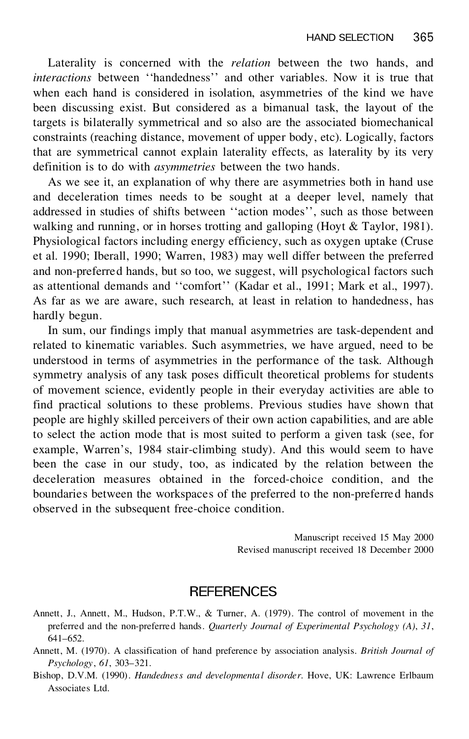Laterality is concerned with the *relation* between the two hands, and *interactions* between ''handedness'' and other variables. Now it is true that when each hand is considered in isolation, asymmetries of the kind we have been discussing exist. But considered as a bimanual task, the layout of the targets is bilaterally symmetrical and so also are the associated biomechanical constraints (reaching distance, movement of upper body, etc). Logically, factors that are symmetrical cannot explain laterality effects, as laterality by its very definition is to do with *asymmetries* between the two hands.

As we see it, an explanation of why there are asymmetries both in hand use and deceleration times needs to be sought at a deeper level, namely that addressed in studies of shifts between ''action modes'', such as those between walking and running, or in horses trotting and galloping (Hoyt & Taylor, 1981). Physiological factors including energy efficiency, such as oxygen uptake (Cruse et al. 1990; Iberall, 1990; Warren, 1983) may well differ between the preferred and non-preferred hands, but so too, we suggest, will psychological factors such as attentional demands and ''comfort'' (Kadar et al., 1991; Mark et al., 1997). As far as we are aware, such research, at least in relation to handedness, has hardly begun.

In sum, our findings imply that manual asymmetries are task-dependent and related to kinematic variables. Such asymmetries, we have argued, need to be understood in terms of asymmetries in the performance of the task. Although symmetry analysis of any task poses difficult theoretical problems for students of movement science, evidently people in their everyday activities are able to find practical solutions to these problems. Previous studies have shown that people are highly skilled perceivers of their own action capabilities, and are able to select the action mode that is most suited to perform a given task (see, for example, Warren's, 1984 stair-climbing study). And this would seem to have been the case in our study, too, as indicated by the relation between the deceleration measures obtained in the forced-choice condition, and the boundaries between the workspaces of the preferred to the non-preferred hands observed in the subsequent free-choice condition.

Manuscript received 15 May 2000
Revised manuscript received 18 December 2000

## REFERENCES

Annett, J., Annett, M., Hudson, P.T.W., & Turner, A. (1979). The control of movement in the preferred and the non-preferred hands. *Quarterly Journal of Experimental Psychology (A)*, *31*, 641–652.

Annett, M. (1970). A classification of hand preference by association analysis. *British Journal of Psychology*, *61*, 303–321.

Bishop, D.V.M. (1990). *Handedness and developmental disorder*. Hove, UK: Lawrence Erlbaum Associates Ltd.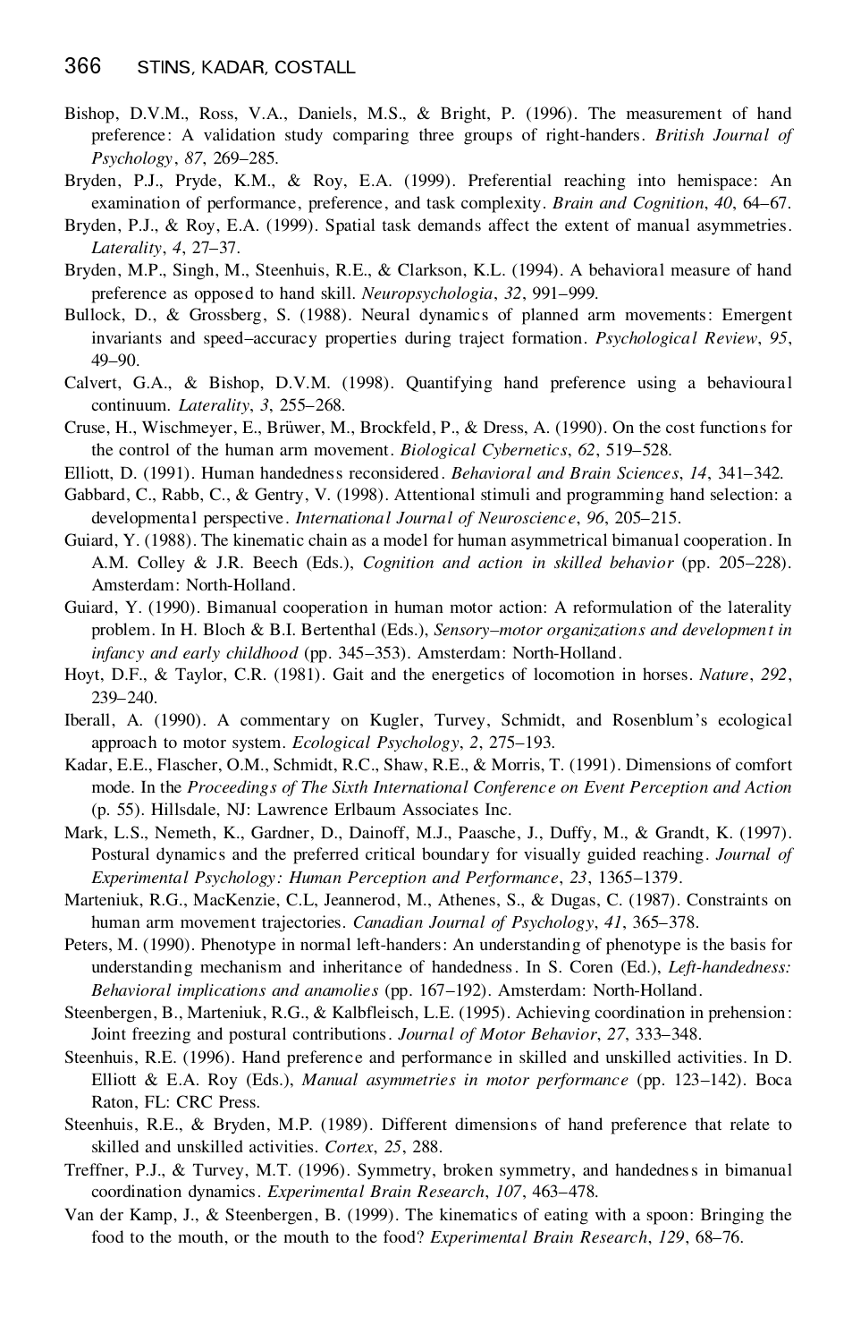Bishop, D.V.M., Ross, V.A., Daniels, M.S., & Bright, P. (1996). The measurement of hand preference: A validation study comparing three groups of right-handers. *British Journal of Psychology*, *87*, 269–285.

Bryden, P.J., Pryde, K.M., & Roy, E.A. (1999). Preferential reaching into hemispace: An examination of performance, preference, and task complexity. *Brain and Cognition*, *40*, 64–67.

Bryden, P.J., & Roy, E.A. (1999). Spatial task demands affect the extent of manual asymmetries. *Laterality*, *4*, 27–37.

Bryden, M.P., Singh, M., Steenhuis, R.E., & Clarkson, K.L. (1994). A behavioral measure of hand preference as opposed to hand skill. *Neuropsychologia*, *32*, 991–999.

Bullock, D., & Grossberg, S. (1988). Neural dynamics of planned arm movements: Emergent invariants and speed–accuracy properties during traject formation. *Psychological Review*, *95*, 49–90.

Calvert, G.A., & Bishop, D.V.M. (1998). Quantifying hand preference using a behavioural continuum. *Laterality*, *3*, 255–268.

Cruse, H., Wischmeyer, E., Brüwer, M., Brockfeld, P., & Dress, A. (1990). On the cost functions for the control of the human arm movement. *Biological Cybernetics*, *62*, 519–528.

Elliott, D. (1991). Human handedness reconsidered. *Behavioral and Brain Sciences*, *14*, 341–342.

Gabbard, C., Rabb, C., & Gentry, V. (1998). Attentional stimuli and programming hand selection: a developmental perspective. *International Journal of Neuroscience*, *96*, 205–215.

Guiard, Y. (1988). The kinematic chain as a model for human asymmetrical bimanual cooperation. In A.M. Colley & J.R. Beech (Eds.), *Cognition and action in skilled behavior* (pp. 205–228). Amsterdam: North-Holland.

Guiard, Y. (1990). Bimanual cooperation in human motor action: A reformulation of the laterality problem. In H. Bloch & B.I. Bertenthal (Eds.), *Sensory–motor organizations and development in infancy and early childhood* (pp. 345–353). Amsterdam: North-Holland.

Hoyt, D.F., & Taylor, C.R. (1981). Gait and the energetics of locomotion in horses. *Nature*, *292*, 239–240.

Iberall, A. (1990). A commentary on Kugler, Turvey, Schmidt, and Rosenblum's ecological approach to motor system. *Ecological Psychology*, *2*, 275–193.

Kadar, E.E., Flascher, O.M., Schmidt, R.C., Shaw, R.E., & Morris, T. (1991). Dimensions of comfort mode. In the *Proceedings of The Sixth International Conference on Event Perception and Action* (p. 55). Hillsdale, NJ: Lawrence Erlbaum Associates Inc.

Mark, L.S., Nemeth, K., Gardner, D., Dainoff, M.J., Paasche, J., Duffy, M., & Grandt, K. (1997). Postural dynamics and the preferred critical boundary for visually guided reaching. *Journal of Experimental Psychology: Human Perception and Performance*, *23*, 1365–1379.

Marteniuk, R.G., MacKenzie, C.L, Jeannerod, M., Athenes, S., & Dugas, C. (1987). Constraints on human arm movement trajectories. *Canadian Journal of Psychology*, *41*, 365–378.

Peters, M. (1990). Phenotype in normal left-handers: An understanding of phenotype is the basis for understanding mechanism and inheritance of handedness. In S. Coren (Ed.), *Left-handedness: Behavioral implications and anamolies* (pp. 167–192). Amsterdam: North-Holland.

Steenbergen, B., Marteniuk, R.G., & Kalbfleisch, L.E. (1995). Achieving coordination in prehension: Joint freezing and postural contributions. *Journal of Motor Behavior*, *27*, 333–348.

Steenhuis, R.E. (1996). Hand preference and performance in skilled and unskilled activities. In D. Elliott & E.A. Roy (Eds.), *Manual asymmetries in motor performance* (pp. 123–142). Boca Raton, FL: CRC Press.

Steenhuis, R.E., & Bryden, M.P. (1989). Different dimensions of hand preference that relate to skilled and unskilled activities. *Cortex*, *25*, 288.

Treffner, P.J., & Turvey, M.T. (1996). Symmetry, broken symmetry, and handedness in bimanual coordination dynamics. *Experimental Brain Research*, *107*, 463–478.

Van der Kamp, J., & Steenbergen, B. (1999). The kinematics of eating with a spoon: Bringing the food to the mouth, or the mouth to the food? *Experimental Brain Research*, *129*, 68–76.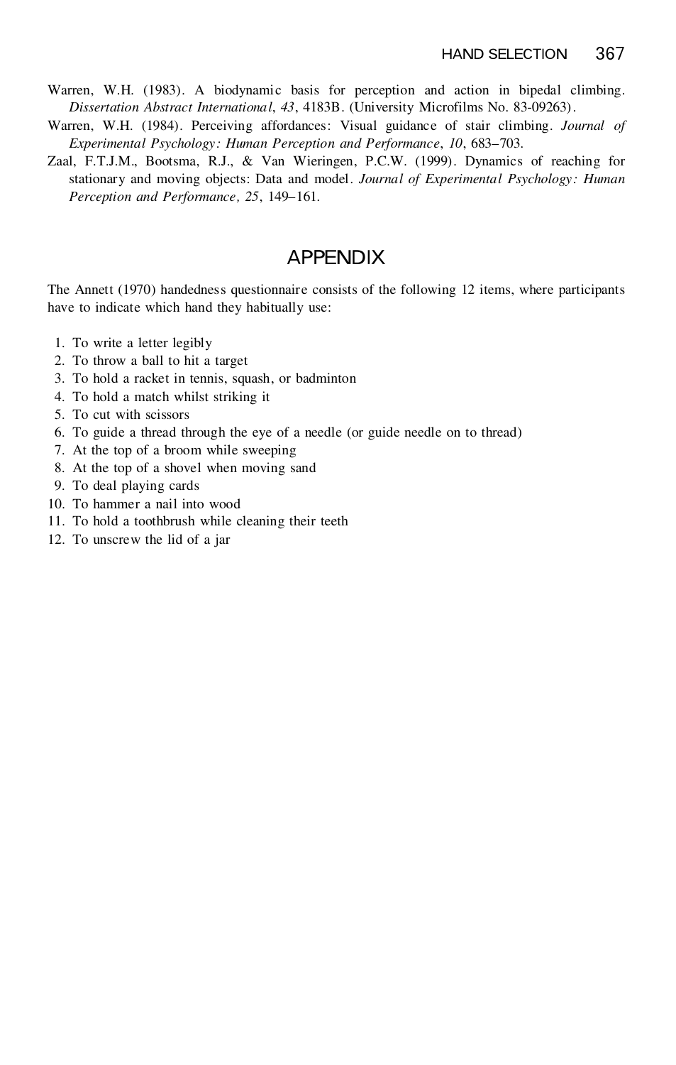Warren, W.H. (1983). A biodynamic basis for perception and action in bipedal climbing. *Dissertation Abstract International*, *43*, 4183B. (University Microfilms No. 83-09263).

Warren, W.H. (1984). Perceiving affordances: Visual guidance of stair climbing. *Journal of Experimental Psychology: Human Perception and Performance*, *10*, 683–703.

Zaal, F.T.J.M., Bootsma, R.J., & Van Wieringen, P.C.W. (1999). Dynamics of reaching for stationary and moving objects: Data and model. *Journal of Experimental Psychology: Human Perception and Performance, 25*, 149–161.

## APPENDIX

The Annett (1970) handedness questionnaire consists of the following 12 items, where participants have to indicate which hand they habitually use:

1. To write a letter legibly
2. To throw a ball to hit a target
3. To hold a racket in tennis, squash, or badminton
4. To hold a match whilst striking it
5. To cut with scissors
6. To guide a thread through the eye of a needle (or guide needle on to thread)
7. At the top of a broom while sweeping
8. At the top of a shovel when moving sand
9. To deal playing cards
10. To hammer a nail into wood
11. To hold a toothbrush while cleaning their teeth
12. To unscrew the lid of a jar